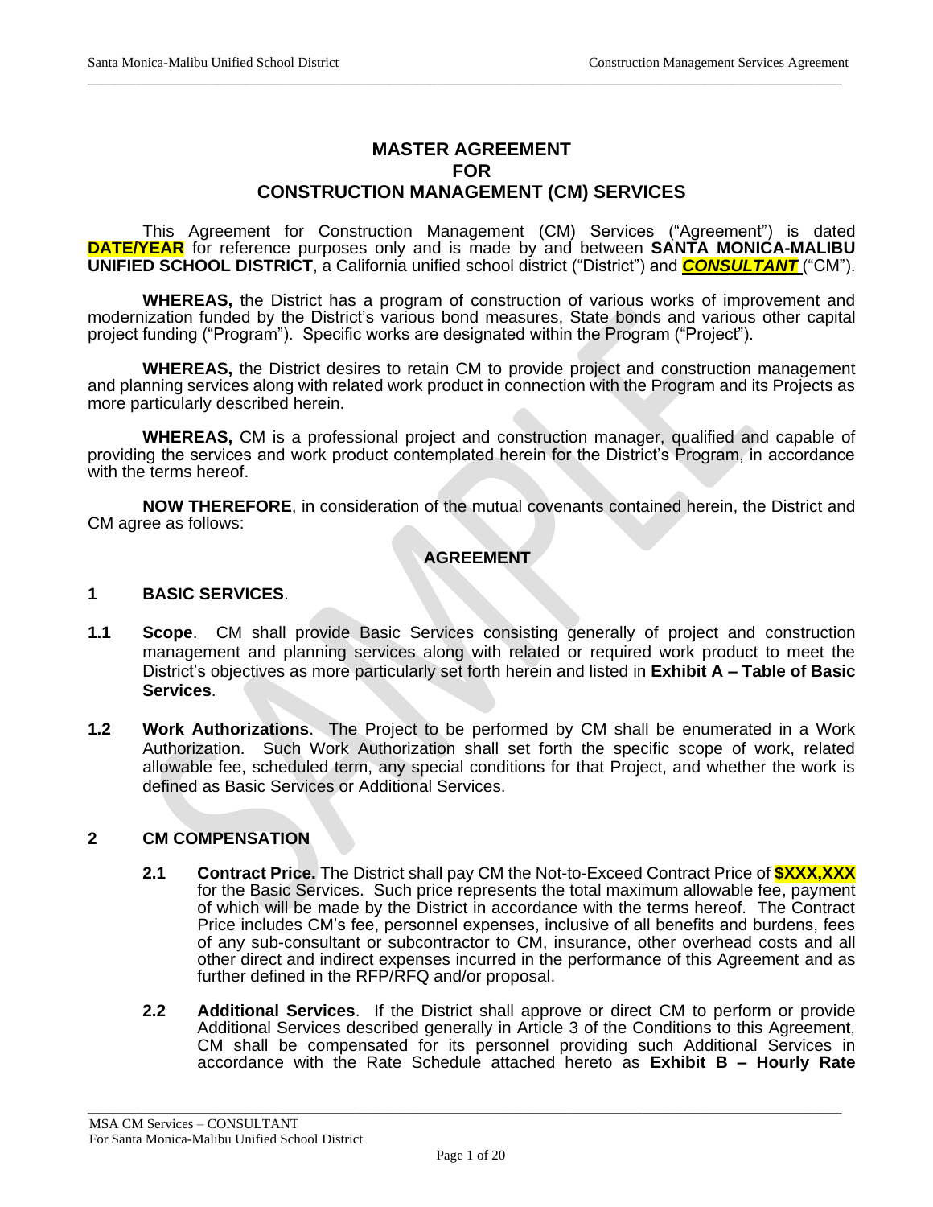# MASTER AGREEMENT
# FOR
# CONSTRUCTION MANAGEMENT (CM) SERVICES

This Agreement for Construction Management (CM) Services ("Agreement") is dated **DATE/YEAR** for reference purposes only and is made by and between **SANTA MONICA-MALIBU UNIFIED SCHOOL DISTRICT**, a California unified school district ("District") and ***CONSULTANT*** ("CM").

**WHEREAS,** the District has a program of construction of various works of improvement and modernization funded by the District's various bond measures, State bonds and various other capital project funding ("Program"). Specific works are designated within the Program ("Project").

**WHEREAS,** the District desires to retain CM to provide project and construction management and planning services along with related work product in connection with the Program and its Projects as more particularly described herein.

**WHEREAS,** CM is a professional project and construction manager, qualified and capable of providing the services and work product contemplated herein for the District's Program, in accordance with the terms hereof.

**NOW THEREFORE**, in consideration of the mutual covenants contained herein, the District and CM agree as follows:

## AGREEMENT

### 1 BASIC SERVICES.

**1.1 Scope**. CM shall provide Basic Services consisting generally of project and construction management and planning services along with related or required work product to meet the District's objectives as more particularly set forth herein and listed in **Exhibit A – Table of Basic Services**.

**1.2 Work Authorizations**. The Project to be performed by CM shall be enumerated in a Work Authorization. Such Work Authorization shall set forth the specific scope of work, related allowable fee, scheduled term, any special conditions for that Project, and whether the work is defined as Basic Services or Additional Services.

### 2 CM COMPENSATION

**2.1 Contract Price.** The District shall pay CM the Not-to-Exceed Contract Price of **$XXX,XXX** for the Basic Services. Such price represents the total maximum allowable fee, payment of which will be made by the District in accordance with the terms hereof. The Contract Price includes CM's fee, personnel expenses, inclusive of all benefits and burdens, fees of any sub-consultant or subcontractor to CM, insurance, other overhead costs and all other direct and indirect expenses incurred in the performance of this Agreement and as further defined in the RFP/RFQ and/or proposal.

**2.2 Additional Services**. If the District shall approve or direct CM to perform or provide Additional Services described generally in Article 3 of the Conditions to this Agreement, CM shall be compensated for its personnel providing such Additional Services in accordance with the Rate Schedule attached hereto as **Exhibit B – Hourly Rate**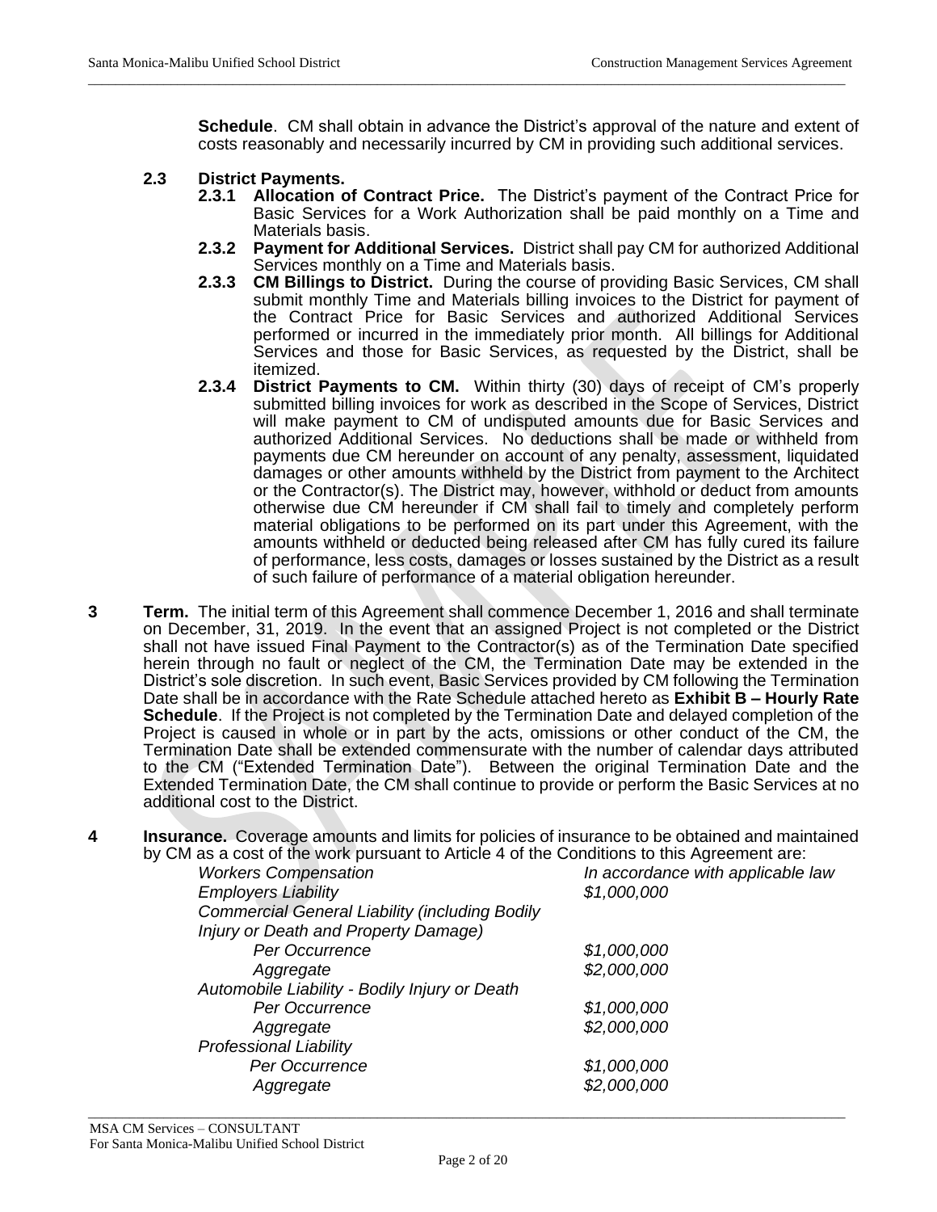**Schedule**. CM shall obtain in advance the District's approval of the nature and extent of costs reasonably and necessarily incurred by CM in providing such additional services.

**2.3 District Payments.**

**2.3.1 Allocation of Contract Price.** The District's payment of the Contract Price for Basic Services for a Work Authorization shall be paid monthly on a Time and Materials basis.

**2.3.2 Payment for Additional Services.** District shall pay CM for authorized Additional Services monthly on a Time and Materials basis.

**2.3.3 CM Billings to District.** During the course of providing Basic Services, CM shall submit monthly Time and Materials billing invoices to the District for payment of the Contract Price for Basic Services and authorized Additional Services performed or incurred in the immediately prior month. All billings for Additional Services and those for Basic Services, as requested by the District, shall be itemized.

**2.3.4 District Payments to CM.** Within thirty (30) days of receipt of CM's properly submitted billing invoices for work as described in the Scope of Services, District will make payment to CM of undisputed amounts due for Basic Services and authorized Additional Services. No deductions shall be made or withheld from payments due CM hereunder on account of any penalty, assessment, liquidated damages or other amounts withheld by the District from payment to the Architect or the Contractor(s). The District may, however, withhold or deduct from amounts otherwise due CM hereunder if CM shall fail to timely and completely perform material obligations to be performed on its part under this Agreement, with the amounts withheld or deducted being released after CM has fully cured its failure of performance, less costs, damages or losses sustained by the District as a result of such failure of performance of a material obligation hereunder.

**3 Term.** The initial term of this Agreement shall commence December 1, 2016 and shall terminate on December, 31, 2019. In the event that an assigned Project is not completed or the District shall not have issued Final Payment to the Contractor(s) as of the Termination Date specified herein through no fault or neglect of the CM, the Termination Date may be extended in the District's sole discretion. In such event, Basic Services provided by CM following the Termination Date shall be in accordance with the Rate Schedule attached hereto as **Exhibit B – Hourly Rate Schedule**. If the Project is not completed by the Termination Date and delayed completion of the Project is caused in whole or in part by the acts, omissions or other conduct of the CM, the Termination Date shall be extended commensurate with the number of calendar days attributed to the CM ("Extended Termination Date"). Between the original Termination Date and the Extended Termination Date, the CM shall continue to provide or perform the Basic Services at no additional cost to the District.

**4 Insurance.** Coverage amounts and limits for policies of insurance to be obtained and maintained by CM as a cost of the work pursuant to Article 4 of the Conditions to this Agreement are:

| | |
|---|---|
| *Workers Compensation* | *In accordance with applicable law* |
| *Employers Liability* | *$1,000,000* |
| *Commercial General Liability (including Bodily Injury or Death and Property Damage)* | |
| *Per Occurrence* | *$1,000,000* |
| *Aggregate* | *$2,000,000* |
| *Automobile Liability - Bodily Injury or Death* | |
| *Per Occurrence* | *$1,000,000* |
| *Aggregate* | *$2,000,000* |
| *Professional Liability* | |
| *Per Occurrence* | *$1,000,000* |
| *Aggregate* | *$2,000,000* |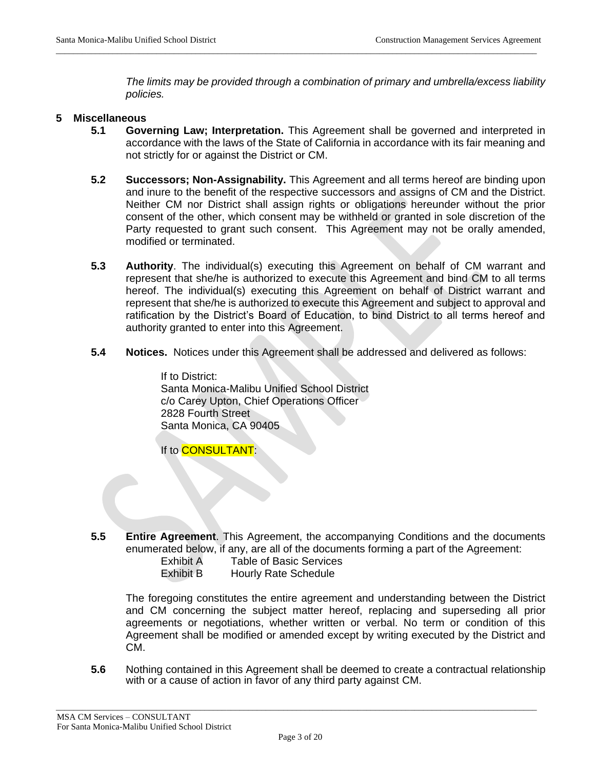*The limits may be provided through a combination of primary and umbrella/excess liability policies.*

## 5 Miscellaneous

**5.1 Governing Law; Interpretation.** This Agreement shall be governed and interpreted in accordance with the laws of the State of California in accordance with its fair meaning and not strictly for or against the District or CM.

**5.2 Successors; Non-Assignability.** This Agreement and all terms hereof are binding upon and inure to the benefit of the respective successors and assigns of CM and the District. Neither CM nor District shall assign rights or obligations hereunder without the prior consent of the other, which consent may be withheld or granted in sole discretion of the Party requested to grant such consent. This Agreement may not be orally amended, modified or terminated.

**5.3 Authority**. The individual(s) executing this Agreement on behalf of CM warrant and represent that she/he is authorized to execute this Agreement and bind CM to all terms hereof. The individual(s) executing this Agreement on behalf of District warrant and represent that she/he is authorized to execute this Agreement and subject to approval and ratification by the District's Board of Education, to bind District to all terms hereof and authority granted to enter into this Agreement.

**5.4 Notices.** Notices under this Agreement shall be addressed and delivered as follows:

If to District:
Santa Monica-Malibu Unified School District
c/o Carey Upton, Chief Operations Officer
2828 Fourth Street
Santa Monica, CA 90405

If to CONSULTANT:

**5.5 Entire Agreement**. This Agreement, the accompanying Conditions and the documents enumerated below, if any, are all of the documents forming a part of the Agreement:

Exhibit A Table of Basic Services
Exhibit B Hourly Rate Schedule

The foregoing constitutes the entire agreement and understanding between the District and CM concerning the subject matter hereof, replacing and superseding all prior agreements or negotiations, whether written or verbal. No term or condition of this Agreement shall be modified or amended except by writing executed by the District and CM.

**5.6** Nothing contained in this Agreement shall be deemed to create a contractual relationship with or a cause of action in favor of any third party against CM.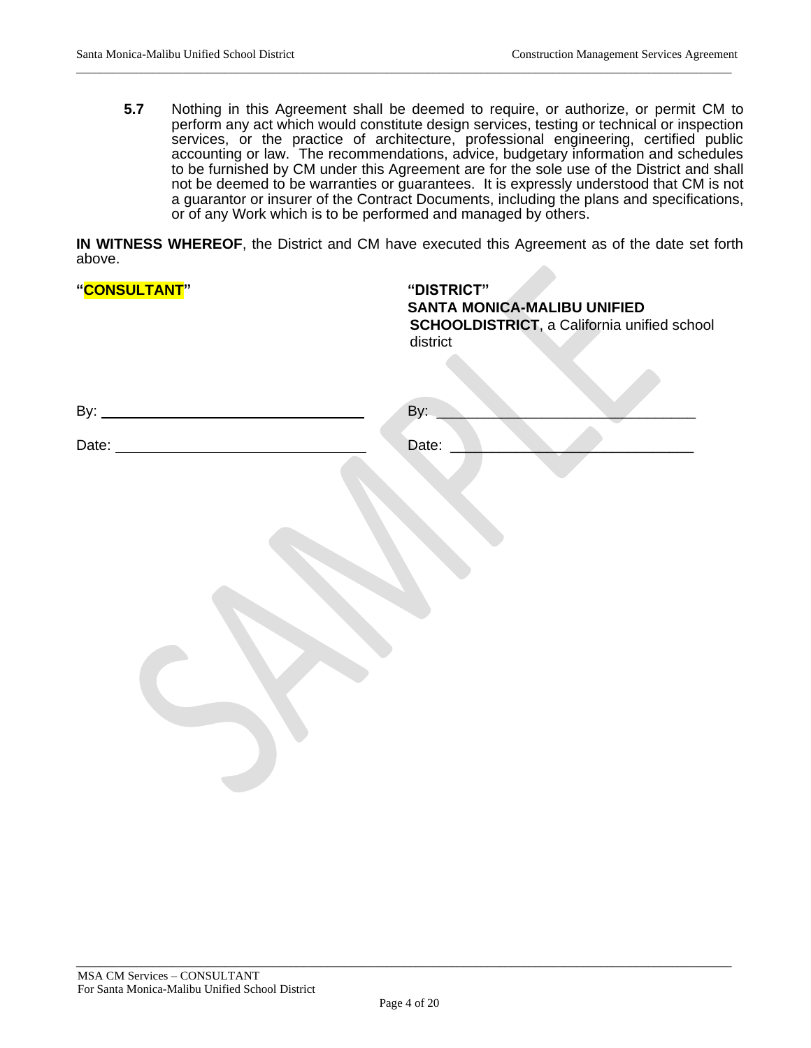**5.7** Nothing in this Agreement shall be deemed to require, or authorize, or permit CM to perform any act which would constitute design services, testing or technical or inspection services, or the practice of architecture, professional engineering, certified public accounting or law. The recommendations, advice, budgetary information and schedules to be furnished by CM under this Agreement are for the sole use of the District and shall not be deemed to be warranties or guarantees. It is expressly understood that CM is not a guarantor or insurer of the Contract Documents, including the plans and specifications, or of any Work which is to be performed and managed by others.

**IN WITNESS WHEREOF**, the District and CM have executed this Agreement as of the date set forth above.

| **"CONSULTANT"** | **"DISTRICT"** |
|---|---|
| | **SANTA MONICA-MALIBU UNIFIED SCHOOLDISTRICT**, a California unified school district |
| By: ______________________________ | By: ______________________________ |
| Date: ______________________________ | Date: ______________________________ |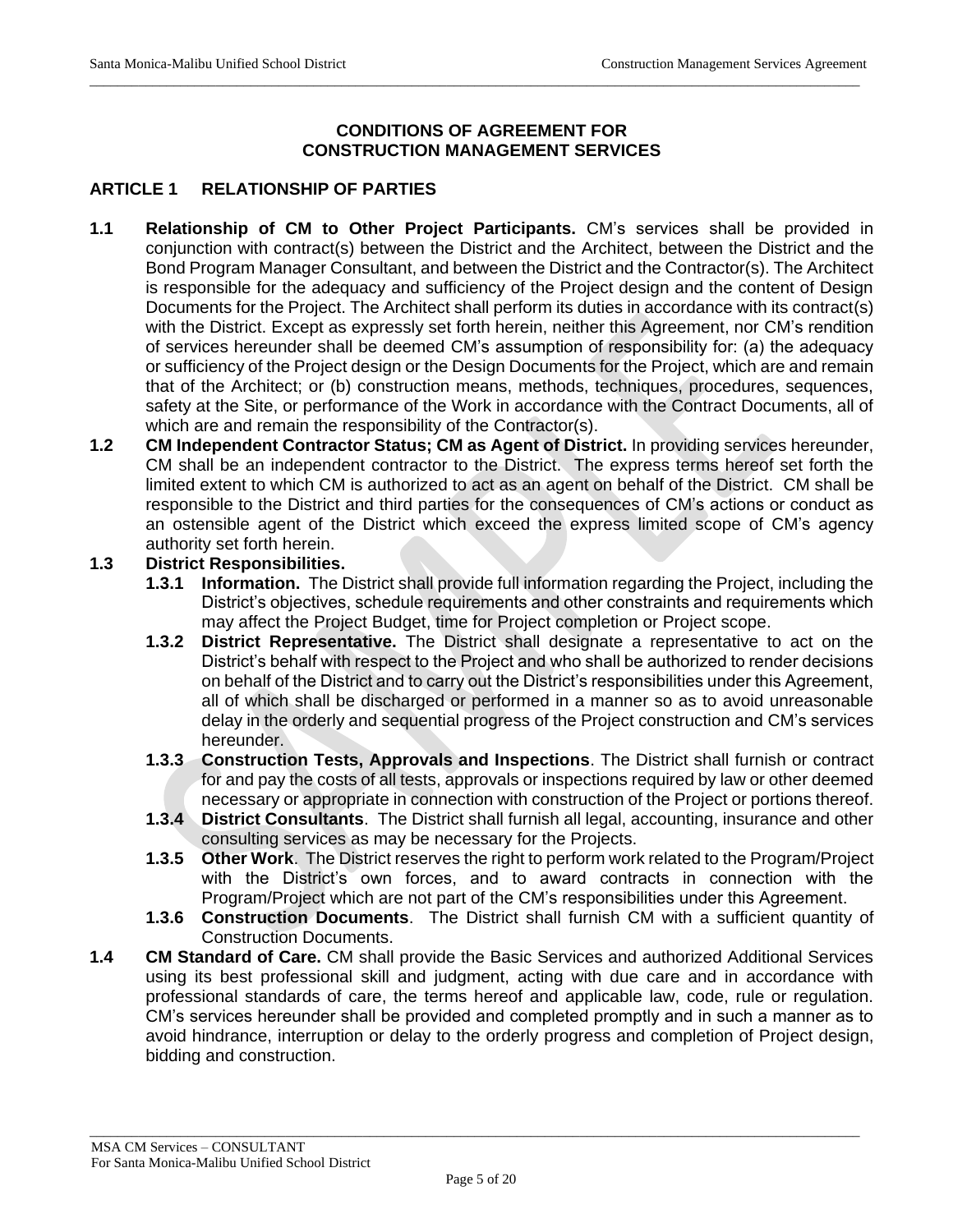## CONDITIONS OF AGREEMENT FOR CONSTRUCTION MANAGEMENT SERVICES

## ARTICLE 1 RELATIONSHIP OF PARTIES

**1.1 Relationship of CM to Other Project Participants.** CM's services shall be provided in conjunction with contract(s) between the District and the Architect, between the District and the Bond Program Manager Consultant, and between the District and the Contractor(s). The Architect is responsible for the adequacy and sufficiency of the Project design and the content of Design Documents for the Project. The Architect shall perform its duties in accordance with its contract(s) with the District. Except as expressly set forth herein, neither this Agreement, nor CM's rendition of services hereunder shall be deemed CM's assumption of responsibility for: (a) the adequacy or sufficiency of the Project design or the Design Documents for the Project, which are and remain that of the Architect; or (b) construction means, methods, techniques, procedures, sequences, safety at the Site, or performance of the Work in accordance with the Contract Documents, all of which are and remain the responsibility of the Contractor(s).

**1.2 CM Independent Contractor Status; CM as Agent of District.** In providing services hereunder, CM shall be an independent contractor to the District. The express terms hereof set forth the limited extent to which CM is authorized to act as an agent on behalf of the District. CM shall be responsible to the District and third parties for the consequences of CM's actions or conduct as an ostensible agent of the District which exceed the express limited scope of CM's agency authority set forth herein.

**1.3 District Responsibilities.**

**1.3.1 Information.** The District shall provide full information regarding the Project, including the District's objectives, schedule requirements and other constraints and requirements which may affect the Project Budget, time for Project completion or Project scope.

**1.3.2 District Representative.** The District shall designate a representative to act on the District's behalf with respect to the Project and who shall be authorized to render decisions on behalf of the District and to carry out the District's responsibilities under this Agreement, all of which shall be discharged or performed in a manner so as to avoid unreasonable delay in the orderly and sequential progress of the Project construction and CM's services hereunder.

**1.3.3 Construction Tests, Approvals and Inspections**. The District shall furnish or contract for and pay the costs of all tests, approvals or inspections required by law or other deemed necessary or appropriate in connection with construction of the Project or portions thereof.

**1.3.4 District Consultants**. The District shall furnish all legal, accounting, insurance and other consulting services as may be necessary for the Projects.

**1.3.5 Other Work**. The District reserves the right to perform work related to the Program/Project with the District's own forces, and to award contracts in connection with the Program/Project which are not part of the CM's responsibilities under this Agreement.

**1.3.6 Construction Documents**. The District shall furnish CM with a sufficient quantity of Construction Documents.

**1.4 CM Standard of Care.** CM shall provide the Basic Services and authorized Additional Services using its best professional skill and judgment, acting with due care and in accordance with professional standards of care, the terms hereof and applicable law, code, rule or regulation. CM's services hereunder shall be provided and completed promptly and in such a manner as to avoid hindrance, interruption or delay to the orderly progress and completion of Project design, bidding and construction.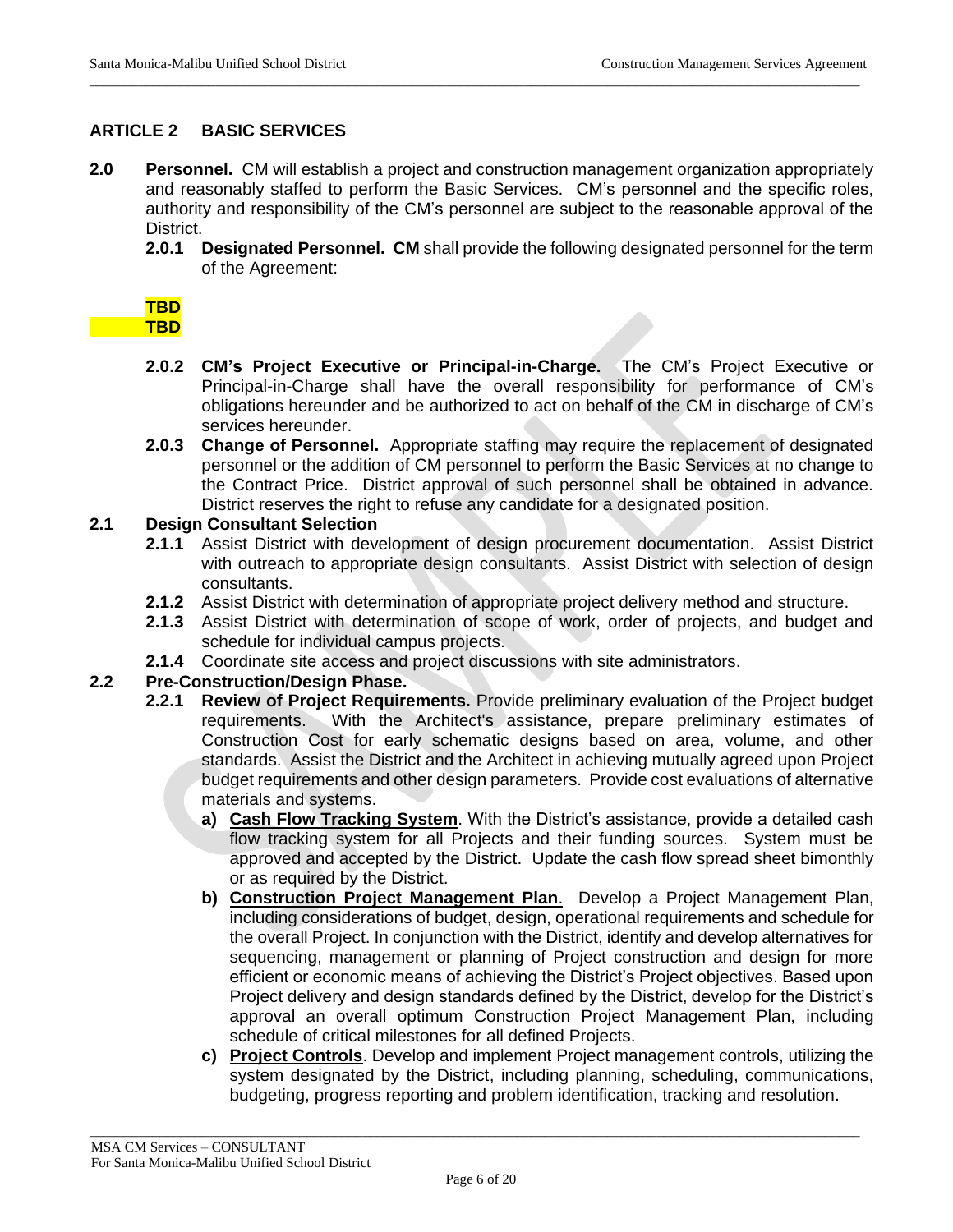## ARTICLE 2 BASIC SERVICES

**2.0 Personnel.** CM will establish a project and construction management organization appropriately and reasonably staffed to perform the Basic Services. CM's personnel and the specific roles, authority and responsibility of the CM's personnel are subject to the reasonable approval of the District.

**2.0.1 Designated Personnel. CM** shall provide the following designated personnel for the term of the Agreement:

**TBD**
**TBD**

**2.0.2 CM's Project Executive or Principal-in-Charge.** The CM's Project Executive or Principal-in-Charge shall have the overall responsibility for performance of CM's obligations hereunder and be authorized to act on behalf of the CM in discharge of CM's services hereunder.

**2.0.3 Change of Personnel.** Appropriate staffing may require the replacement of designated personnel or the addition of CM personnel to perform the Basic Services at no change to the Contract Price. District approval of such personnel shall be obtained in advance. District reserves the right to refuse any candidate for a designated position.

**2.1 Design Consultant Selection**

**2.1.1** Assist District with development of design procurement documentation. Assist District with outreach to appropriate design consultants. Assist District with selection of design consultants.

**2.1.2** Assist District with determination of appropriate project delivery method and structure.

**2.1.3** Assist District with determination of scope of work, order of projects, and budget and schedule for individual campus projects.

**2.1.4** Coordinate site access and project discussions with site administrators.

**2.2 Pre-Construction/Design Phase.**

**2.2.1 Review of Project Requirements.** Provide preliminary evaluation of the Project budget requirements. With the Architect's assistance, prepare preliminary estimates of Construction Cost for early schematic designs based on area, volume, and other standards. Assist the District and the Architect in achieving mutually agreed upon Project budget requirements and other design parameters. Provide cost evaluations of alternative materials and systems.

**a) <u>Cash Flow Tracking System</u>**. With the District's assistance, provide a detailed cash flow tracking system for all Projects and their funding sources. System must be approved and accepted by the District. Update the cash flow spread sheet bimonthly or as required by the District.

**b) <u>Construction Project Management Plan</u>**. Develop a Project Management Plan, including considerations of budget, design, operational requirements and schedule for the overall Project. In conjunction with the District, identify and develop alternatives for sequencing, management or planning of Project construction and design for more efficient or economic means of achieving the District's Project objectives. Based upon Project delivery and design standards defined by the District, develop for the District's approval an overall optimum Construction Project Management Plan, including schedule of critical milestones for all defined Projects.

**c) <u>Project Controls</u>**. Develop and implement Project management controls, utilizing the system designated by the District, including planning, scheduling, communications, budgeting, progress reporting and problem identification, tracking and resolution.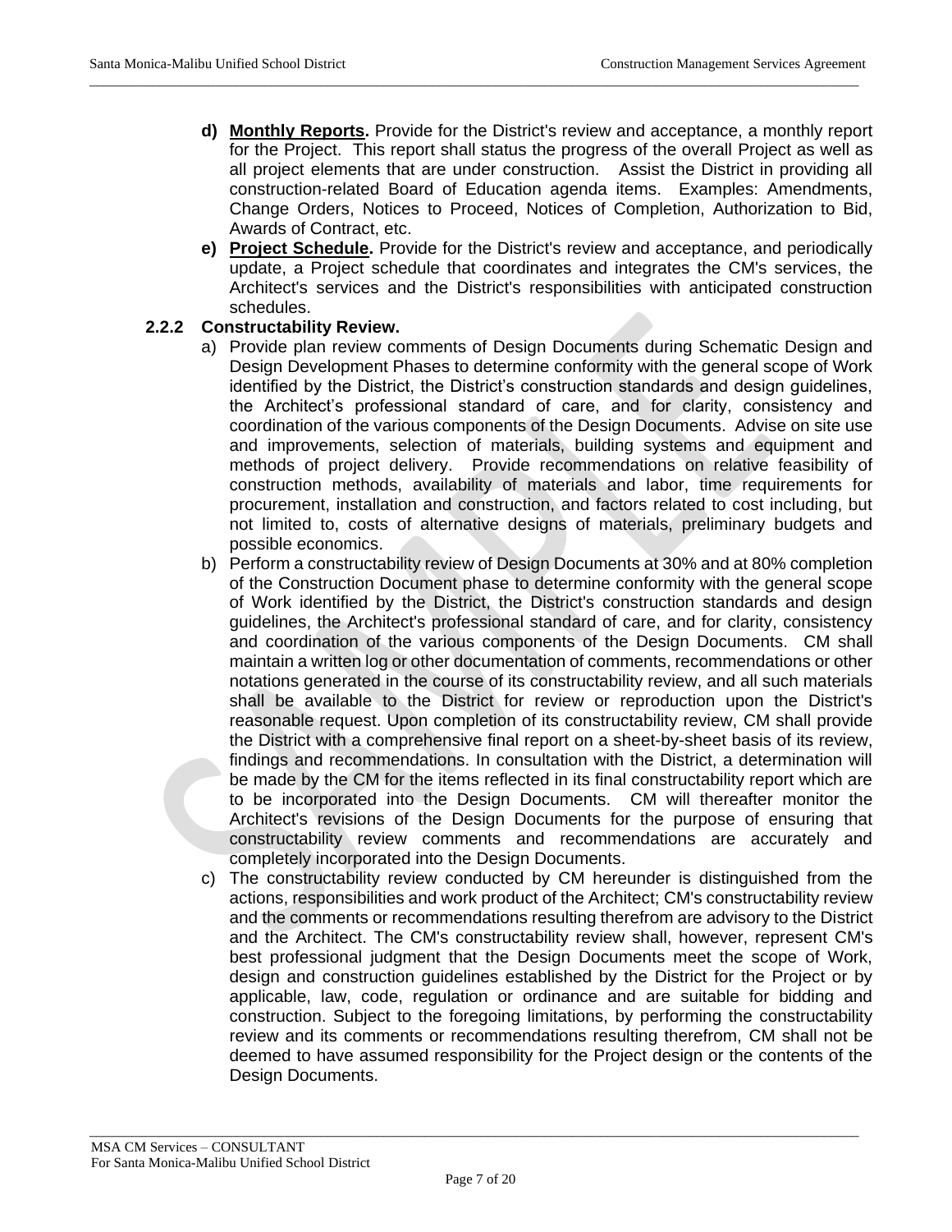- **d) Monthly Reports.** Provide for the District's review and acceptance, a monthly report for the Project. This report shall status the progress of the overall Project as well as all project elements that are under construction. Assist the District in providing all construction-related Board of Education agenda items. Examples: Amendments, Change Orders, Notices to Proceed, Notices of Completion, Authorization to Bid, Awards of Contract, etc.
- **e) Project Schedule.** Provide for the District's review and acceptance, and periodically update, a Project schedule that coordinates and integrates the CM's services, the Architect's services and the District's responsibilities with anticipated construction schedules.

**2.2.2 Constructability Review.**

a) Provide plan review comments of Design Documents during Schematic Design and Design Development Phases to determine conformity with the general scope of Work identified by the District, the District's construction standards and design guidelines, the Architect's professional standard of care, and for clarity, consistency and coordination of the various components of the Design Documents. Advise on site use and improvements, selection of materials, building systems and equipment and methods of project delivery. Provide recommendations on relative feasibility of construction methods, availability of materials and labor, time requirements for procurement, installation and construction, and factors related to cost including, but not limited to, costs of alternative designs of materials, preliminary budgets and possible economics.

b) Perform a constructability review of Design Documents at 30% and at 80% completion of the Construction Document phase to determine conformity with the general scope of Work identified by the District, the District's construction standards and design guidelines, the Architect's professional standard of care, and for clarity, consistency and coordination of the various components of the Design Documents. CM shall maintain a written log or other documentation of comments, recommendations or other notations generated in the course of its constructability review, and all such materials shall be available to the District for review or reproduction upon the District's reasonable request. Upon completion of its constructability review, CM shall provide the District with a comprehensive final report on a sheet-by-sheet basis of its review, findings and recommendations. In consultation with the District, a determination will be made by the CM for the items reflected in its final constructability report which are to be incorporated into the Design Documents. CM will thereafter monitor the Architect's revisions of the Design Documents for the purpose of ensuring that constructability review comments and recommendations are accurately and completely incorporated into the Design Documents.

c) The constructability review conducted by CM hereunder is distinguished from the actions, responsibilities and work product of the Architect; CM's constructability review and the comments or recommendations resulting therefrom are advisory to the District and the Architect. The CM's constructability review shall, however, represent CM's best professional judgment that the Design Documents meet the scope of Work, design and construction guidelines established by the District for the Project or by applicable, law, code, regulation or ordinance and are suitable for bidding and construction. Subject to the foregoing limitations, by performing the constructability review and its comments or recommendations resulting therefrom, CM shall not be deemed to have assumed responsibility for the Project design or the contents of the Design Documents.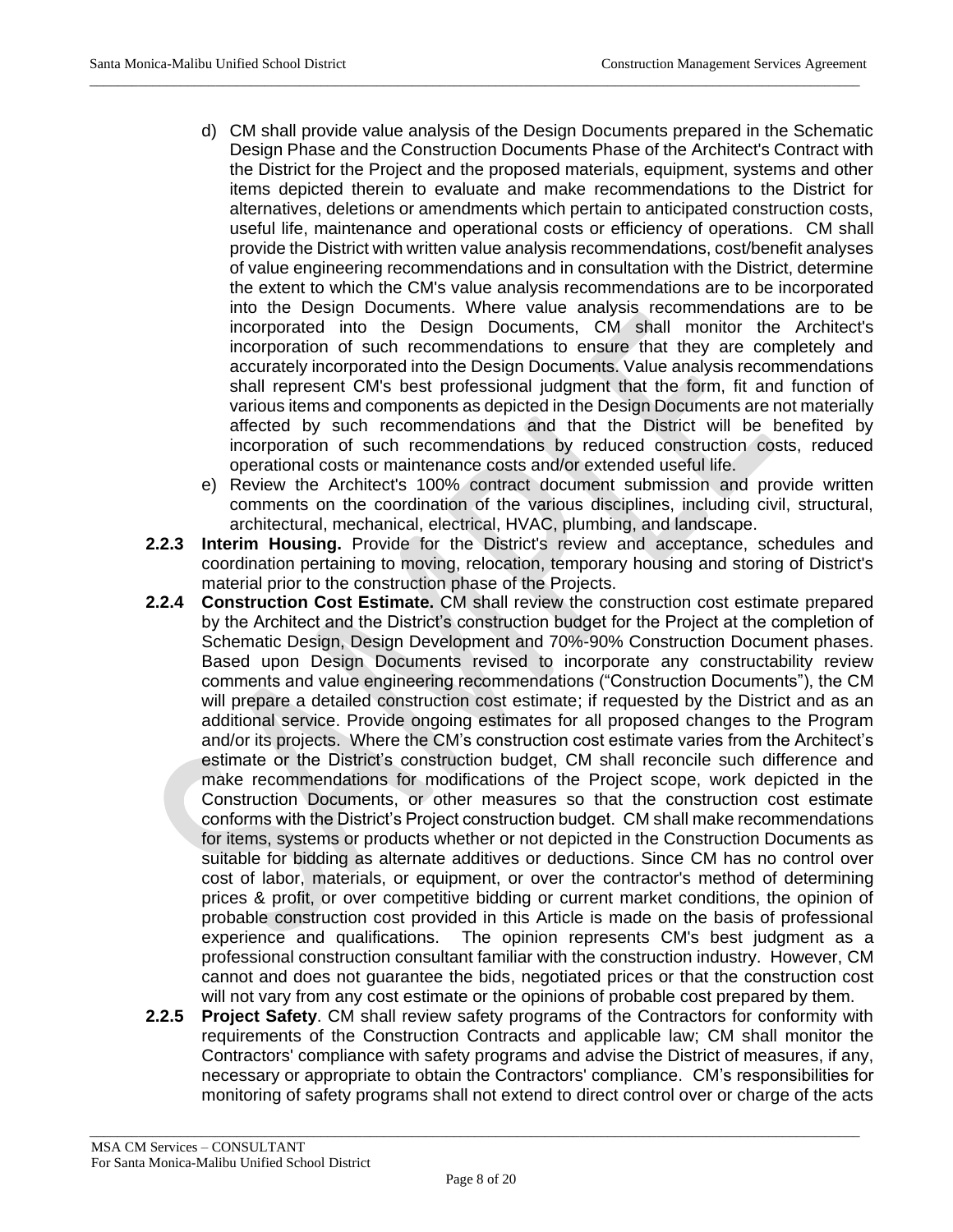d) CM shall provide value analysis of the Design Documents prepared in the Schematic Design Phase and the Construction Documents Phase of the Architect's Contract with the District for the Project and the proposed materials, equipment, systems and other items depicted therein to evaluate and make recommendations to the District for alternatives, deletions or amendments which pertain to anticipated construction costs, useful life, maintenance and operational costs or efficiency of operations. CM shall provide the District with written value analysis recommendations, cost/benefit analyses of value engineering recommendations and in consultation with the District, determine the extent to which the CM's value analysis recommendations are to be incorporated into the Design Documents. Where value analysis recommendations are to be incorporated into the Design Documents, CM shall monitor the Architect's incorporation of such recommendations to ensure that they are completely and accurately incorporated into the Design Documents. Value analysis recommendations shall represent CM's best professional judgment that the form, fit and function of various items and components as depicted in the Design Documents are not materially affected by such recommendations and that the District will be benefited by incorporation of such recommendations by reduced construction costs, reduced operational costs or maintenance costs and/or extended useful life.

e) Review the Architect's 100% contract document submission and provide written comments on the coordination of the various disciplines, including civil, structural, architectural, mechanical, electrical, HVAC, plumbing, and landscape.

**2.2.3 Interim Housing.** Provide for the District's review and acceptance, schedules and coordination pertaining to moving, relocation, temporary housing and storing of District's material prior to the construction phase of the Projects.

**2.2.4 Construction Cost Estimate.** CM shall review the construction cost estimate prepared by the Architect and the District's construction budget for the Project at the completion of Schematic Design, Design Development and 70%-90% Construction Document phases. Based upon Design Documents revised to incorporate any constructability review comments and value engineering recommendations ("Construction Documents"), the CM will prepare a detailed construction cost estimate; if requested by the District and as an additional service. Provide ongoing estimates for all proposed changes to the Program and/or its projects. Where the CM's construction cost estimate varies from the Architect's estimate or the District's construction budget, CM shall reconcile such difference and make recommendations for modifications of the Project scope, work depicted in the Construction Documents, or other measures so that the construction cost estimate conforms with the District's Project construction budget. CM shall make recommendations for items, systems or products whether or not depicted in the Construction Documents as suitable for bidding as alternate additives or deductions. Since CM has no control over cost of labor, materials, or equipment, or over the contractor's method of determining prices & profit, or over competitive bidding or current market conditions, the opinion of probable construction cost provided in this Article is made on the basis of professional experience and qualifications. The opinion represents CM's best judgment as a professional construction consultant familiar with the construction industry. However, CM cannot and does not guarantee the bids, negotiated prices or that the construction cost will not vary from any cost estimate or the opinions of probable cost prepared by them.

**2.2.5 Project Safety**. CM shall review safety programs of the Contractors for conformity with requirements of the Construction Contracts and applicable law; CM shall monitor the Contractors' compliance with safety programs and advise the District of measures, if any, necessary or appropriate to obtain the Contractors' compliance. CM's responsibilities for monitoring of safety programs shall not extend to direct control over or charge of the acts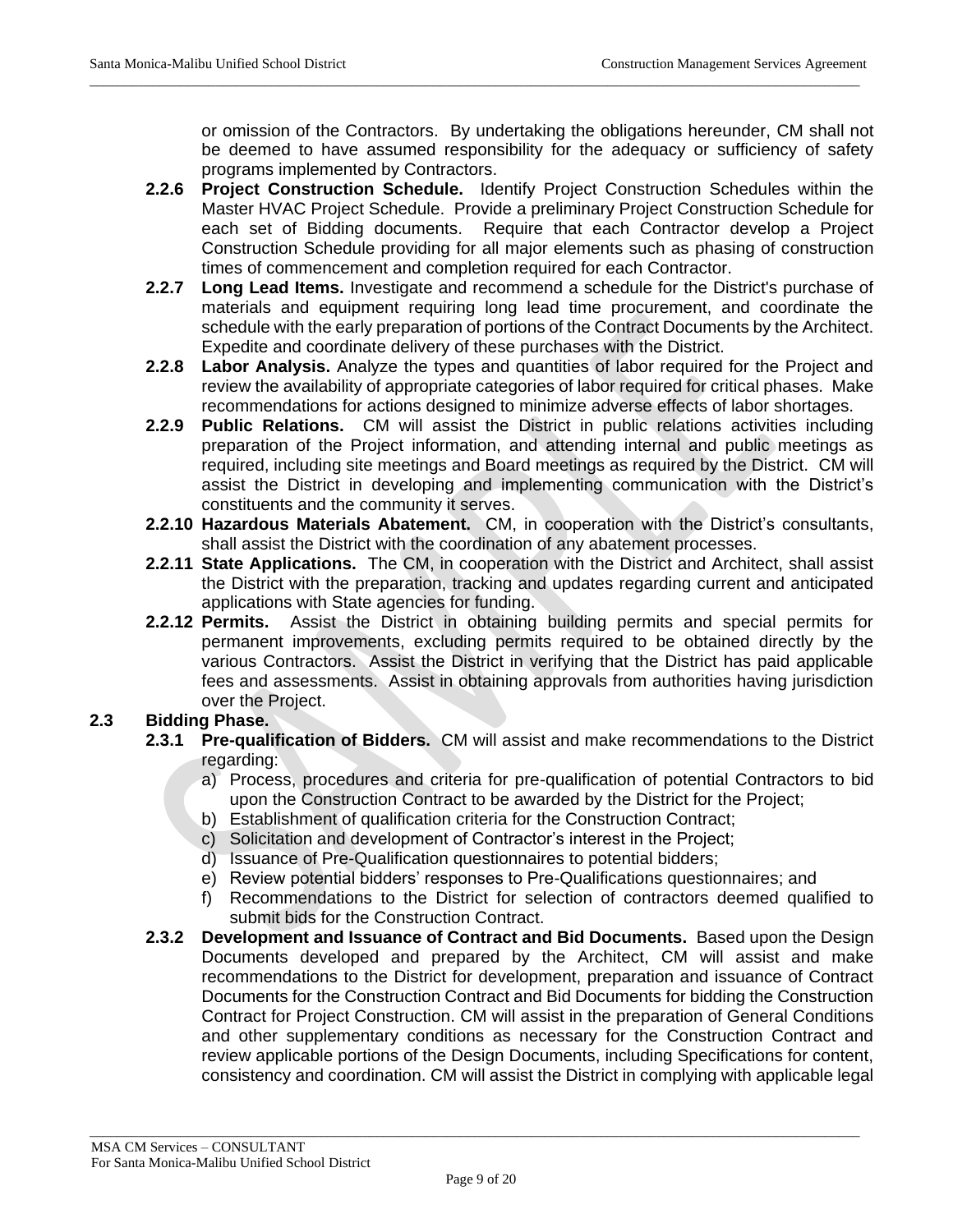or omission of the Contractors. By undertaking the obligations hereunder, CM shall not be deemed to have assumed responsibility for the adequacy or sufficiency of safety programs implemented by Contractors.

**2.2.6 Project Construction Schedule.** Identify Project Construction Schedules within the Master HVAC Project Schedule. Provide a preliminary Project Construction Schedule for each set of Bidding documents. Require that each Contractor develop a Project Construction Schedule providing for all major elements such as phasing of construction times of commencement and completion required for each Contractor.

**2.2.7 Long Lead Items.** Investigate and recommend a schedule for the District's purchase of materials and equipment requiring long lead time procurement, and coordinate the schedule with the early preparation of portions of the Contract Documents by the Architect. Expedite and coordinate delivery of these purchases with the District.

**2.2.8 Labor Analysis.** Analyze the types and quantities of labor required for the Project and review the availability of appropriate categories of labor required for critical phases. Make recommendations for actions designed to minimize adverse effects of labor shortages.

**2.2.9 Public Relations.** CM will assist the District in public relations activities including preparation of the Project information, and attending internal and public meetings as required, including site meetings and Board meetings as required by the District. CM will assist the District in developing and implementing communication with the District's constituents and the community it serves.

**2.2.10 Hazardous Materials Abatement.** CM, in cooperation with the District's consultants, shall assist the District with the coordination of any abatement processes.

**2.2.11 State Applications.** The CM, in cooperation with the District and Architect, shall assist the District with the preparation, tracking and updates regarding current and anticipated applications with State agencies for funding.

**2.2.12 Permits.** Assist the District in obtaining building permits and special permits for permanent improvements, excluding permits required to be obtained directly by the various Contractors. Assist the District in verifying that the District has paid applicable fees and assessments. Assist in obtaining approvals from authorities having jurisdiction over the Project.

**2.3 Bidding Phase.**

**2.3.1 Pre-qualification of Bidders.** CM will assist and make recommendations to the District regarding:

a) Process, procedures and criteria for pre-qualification of potential Contractors to bid upon the Construction Contract to be awarded by the District for the Project;
b) Establishment of qualification criteria for the Construction Contract;
c) Solicitation and development of Contractor's interest in the Project;
d) Issuance of Pre-Qualification questionnaires to potential bidders;
e) Review potential bidders' responses to Pre-Qualifications questionnaires; and
f) Recommendations to the District for selection of contractors deemed qualified to submit bids for the Construction Contract.

**2.3.2 Development and Issuance of Contract and Bid Documents.** Based upon the Design Documents developed and prepared by the Architect, CM will assist and make recommendations to the District for development, preparation and issuance of Contract Documents for the Construction Contract and Bid Documents for bidding the Construction Contract for Project Construction. CM will assist in the preparation of General Conditions and other supplementary conditions as necessary for the Construction Contract and review applicable portions of the Design Documents, including Specifications for content, consistency and coordination. CM will assist the District in complying with applicable legal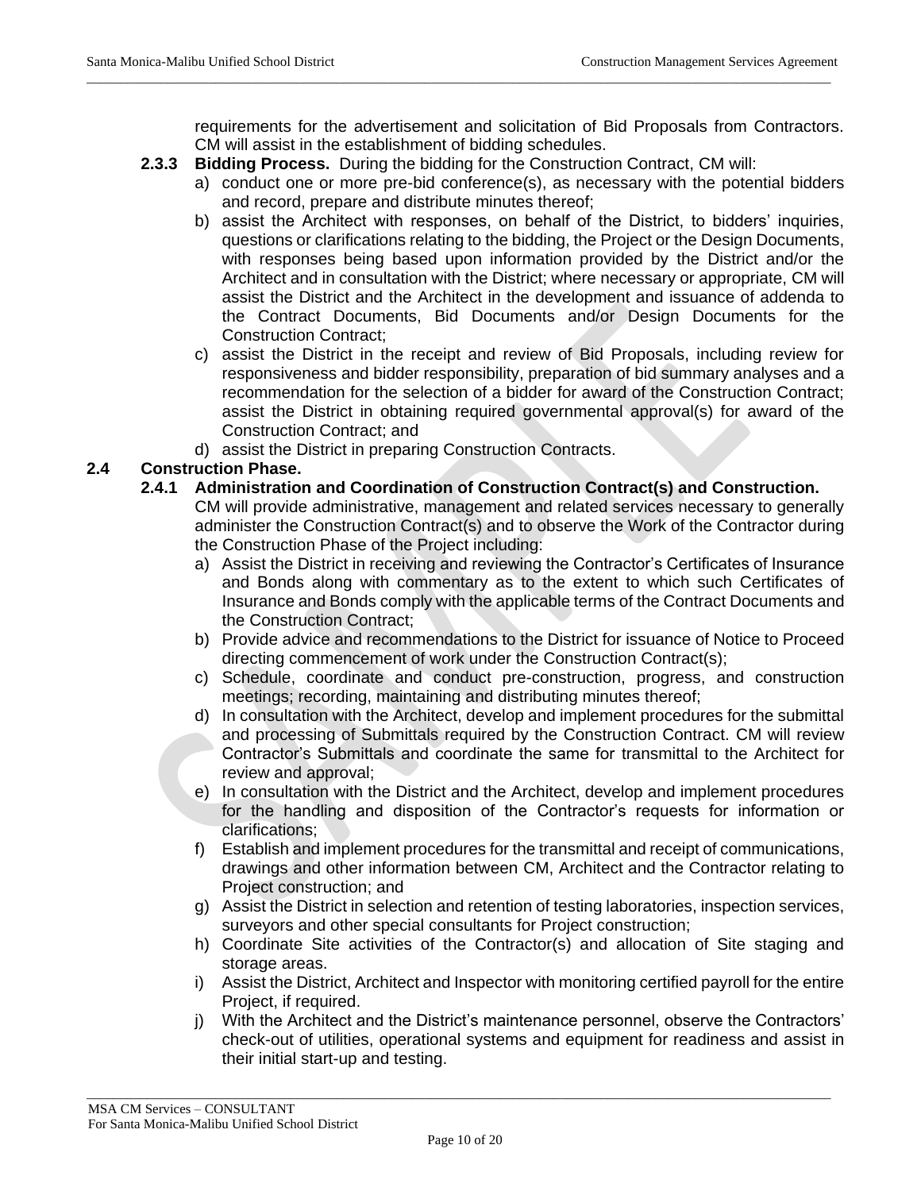requirements for the advertisement and solicitation of Bid Proposals from Contractors. CM will assist in the establishment of bidding schedules.

**2.3.3 Bidding Process.** During the bidding for the Construction Contract, CM will:

a) conduct one or more pre-bid conference(s), as necessary with the potential bidders and record, prepare and distribute minutes thereof;

b) assist the Architect with responses, on behalf of the District, to bidders' inquiries, questions or clarifications relating to the bidding, the Project or the Design Documents, with responses being based upon information provided by the District and/or the Architect and in consultation with the District; where necessary or appropriate, CM will assist the District and the Architect in the development and issuance of addenda to the Contract Documents, Bid Documents and/or Design Documents for the Construction Contract;

c) assist the District in the receipt and review of Bid Proposals, including review for responsiveness and bidder responsibility, preparation of bid summary analyses and a recommendation for the selection of a bidder for award of the Construction Contract; assist the District in obtaining required governmental approval(s) for award of the Construction Contract; and

d) assist the District in preparing Construction Contracts.

## 2.4 Construction Phase.

**2.4.1 Administration and Coordination of Construction Contract(s) and Construction.** CM will provide administrative, management and related services necessary to generally administer the Construction Contract(s) and to observe the Work of the Contractor during the Construction Phase of the Project including:

a) Assist the District in receiving and reviewing the Contractor's Certificates of Insurance and Bonds along with commentary as to the extent to which such Certificates of Insurance and Bonds comply with the applicable terms of the Contract Documents and the Construction Contract;

b) Provide advice and recommendations to the District for issuance of Notice to Proceed directing commencement of work under the Construction Contract(s);

c) Schedule, coordinate and conduct pre-construction, progress, and construction meetings; recording, maintaining and distributing minutes thereof;

d) In consultation with the Architect, develop and implement procedures for the submittal and processing of Submittals required by the Construction Contract. CM will review Contractor's Submittals and coordinate the same for transmittal to the Architect for review and approval;

e) In consultation with the District and the Architect, develop and implement procedures for the handling and disposition of the Contractor's requests for information or clarifications;

f) Establish and implement procedures for the transmittal and receipt of communications, drawings and other information between CM, Architect and the Contractor relating to Project construction; and

g) Assist the District in selection and retention of testing laboratories, inspection services, surveyors and other special consultants for Project construction;

h) Coordinate Site activities of the Contractor(s) and allocation of Site staging and storage areas.

i) Assist the District, Architect and Inspector with monitoring certified payroll for the entire Project, if required.

j) With the Architect and the District's maintenance personnel, observe the Contractors' check-out of utilities, operational systems and equipment for readiness and assist in their initial start-up and testing.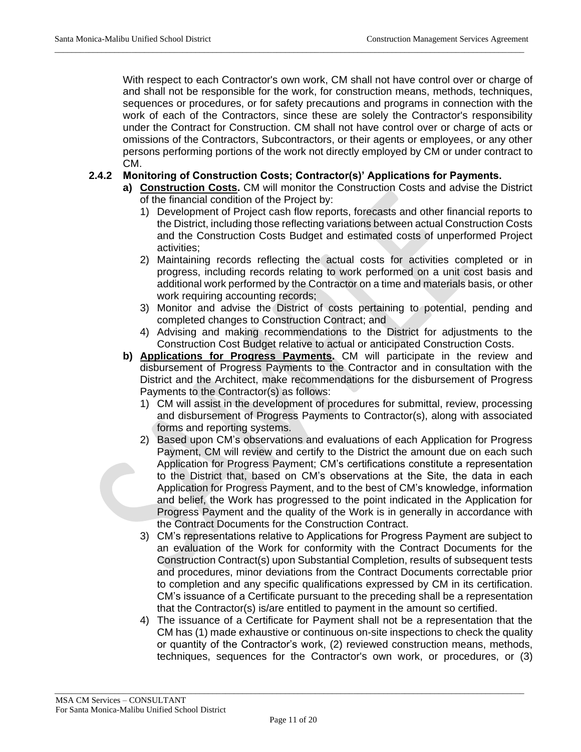With respect to each Contractor's own work, CM shall not have control over or charge of and shall not be responsible for the work, for construction means, methods, techniques, sequences or procedures, or for safety precautions and programs in connection with the work of each of the Contractors, since these are solely the Contractor's responsibility under the Contract for Construction. CM shall not have control over or charge of acts or omissions of the Contractors, Subcontractors, or their agents or employees, or any other persons performing portions of the work not directly employed by CM or under contract to CM.

**2.4.2 Monitoring of Construction Costs; Contractor(s)' Applications for Payments.**

**a) __Construction Costs__.** CM will monitor the Construction Costs and advise the District of the financial condition of the Project by:

1) Development of Project cash flow reports, forecasts and other financial reports to the District, including those reflecting variations between actual Construction Costs and the Construction Costs Budget and estimated costs of unperformed Project activities;
2) Maintaining records reflecting the actual costs for activities completed or in progress, including records relating to work performed on a unit cost basis and additional work performed by the Contractor on a time and materials basis, or other work requiring accounting records;
3) Monitor and advise the District of costs pertaining to potential, pending and completed changes to Construction Contract; and
4) Advising and making recommendations to the District for adjustments to the Construction Cost Budget relative to actual or anticipated Construction Costs.

**b) __Applications for Progress Payments__.** CM will participate in the review and disbursement of Progress Payments to the Contractor and in consultation with the District and the Architect, make recommendations for the disbursement of Progress Payments to the Contractor(s) as follows:

1) CM will assist in the development of procedures for submittal, review, processing and disbursement of Progress Payments to Contractor(s), along with associated forms and reporting systems.
2) Based upon CM's observations and evaluations of each Application for Progress Payment, CM will review and certify to the District the amount due on each such Application for Progress Payment; CM's certifications constitute a representation to the District that, based on CM's observations at the Site, the data in each Application for Progress Payment, and to the best of CM's knowledge, information and belief, the Work has progressed to the point indicated in the Application for Progress Payment and the quality of the Work is in generally in accordance with the Contract Documents for the Construction Contract.
3) CM's representations relative to Applications for Progress Payment are subject to an evaluation of the Work for conformity with the Contract Documents for the Construction Contract(s) upon Substantial Completion, results of subsequent tests and procedures, minor deviations from the Contract Documents correctable prior to completion and any specific qualifications expressed by CM in its certification. CM's issuance of a Certificate pursuant to the preceding shall be a representation that the Contractor(s) is/are entitled to payment in the amount so certified.
4) The issuance of a Certificate for Payment shall not be a representation that the CM has (1) made exhaustive or continuous on-site inspections to check the quality or quantity of the Contractor's work, (2) reviewed construction means, methods, techniques, sequences for the Contractor's own work, or procedures, or (3)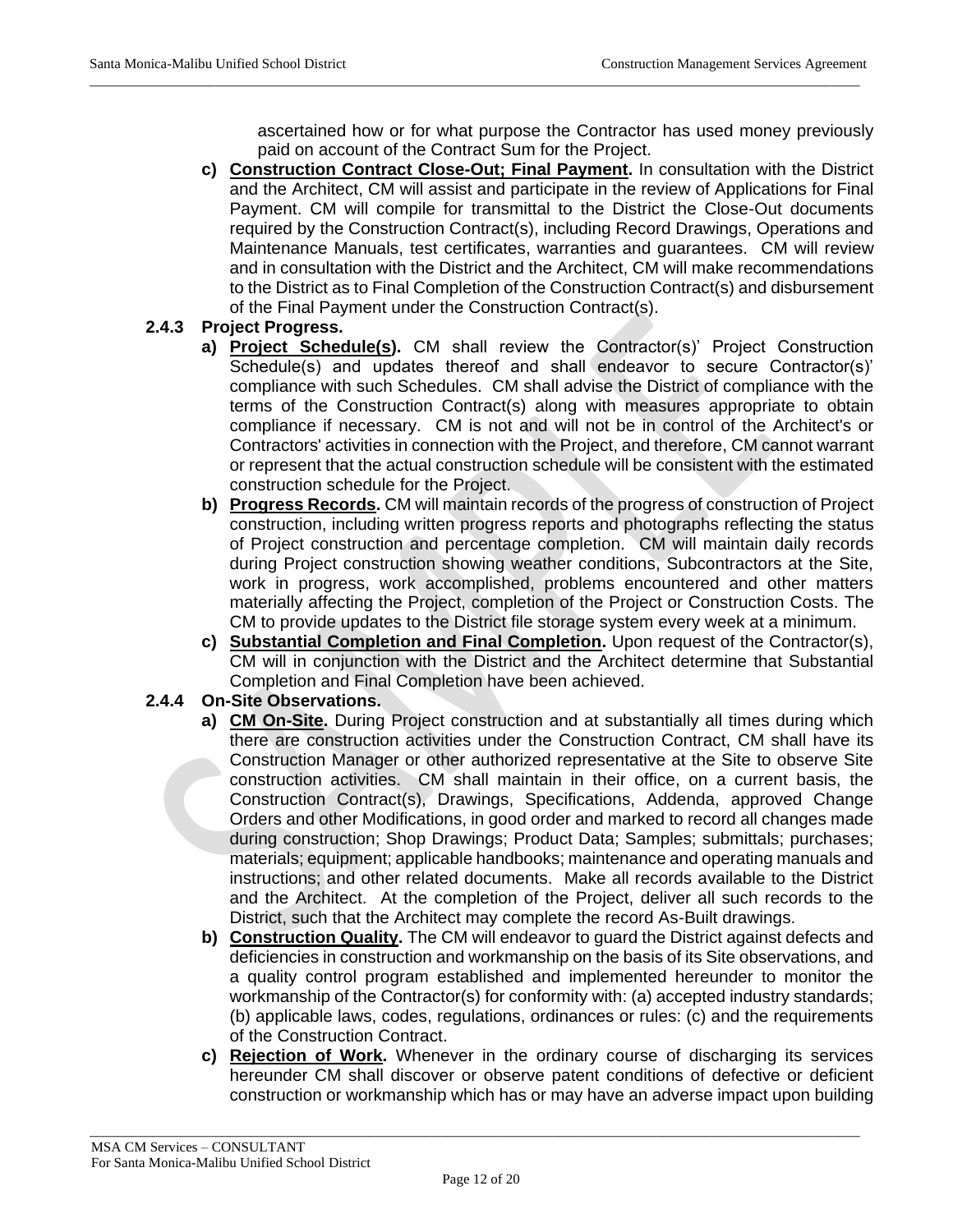ascertained how or for what purpose the Contractor has used money previously paid on account of the Contract Sum for the Project.

c) **Construction Contract Close-Out; Final Payment.** In consultation with the District and the Architect, CM will assist and participate in the review of Applications for Final Payment. CM will compile for transmittal to the District the Close-Out documents required by the Construction Contract(s), including Record Drawings, Operations and Maintenance Manuals, test certificates, warranties and guarantees. CM will review and in consultation with the District and the Architect, CM will make recommendations to the District as to Final Completion of the Construction Contract(s) and disbursement of the Final Payment under the Construction Contract(s).

**2.4.3 Project Progress.**

a) **Project Schedule(s).** CM shall review the Contractor(s)' Project Construction Schedule(s) and updates thereof and shall endeavor to secure Contractor(s)' compliance with such Schedules. CM shall advise the District of compliance with the terms of the Construction Contract(s) along with measures appropriate to obtain compliance if necessary. CM is not and will not be in control of the Architect's or Contractors' activities in connection with the Project, and therefore, CM cannot warrant or represent that the actual construction schedule will be consistent with the estimated construction schedule for the Project.

b) **Progress Records.** CM will maintain records of the progress of construction of Project construction, including written progress reports and photographs reflecting the status of Project construction and percentage completion. CM will maintain daily records during Project construction showing weather conditions, Subcontractors at the Site, work in progress, work accomplished, problems encountered and other matters materially affecting the Project, completion of the Project or Construction Costs. The CM to provide updates to the District file storage system every week at a minimum.

c) **Substantial Completion and Final Completion.** Upon request of the Contractor(s), CM will in conjunction with the District and the Architect determine that Substantial Completion and Final Completion have been achieved.

**2.4.4 On-Site Observations.**

a) **CM On-Site.** During Project construction and at substantially all times during which there are construction activities under the Construction Contract, CM shall have its Construction Manager or other authorized representative at the Site to observe Site construction activities. CM shall maintain in their office, on a current basis, the Construction Contract(s), Drawings, Specifications, Addenda, approved Change Orders and other Modifications, in good order and marked to record all changes made during construction; Shop Drawings; Product Data; Samples; submittals; purchases; materials; equipment; applicable handbooks; maintenance and operating manuals and instructions; and other related documents. Make all records available to the District and the Architect. At the completion of the Project, deliver all such records to the District, such that the Architect may complete the record As-Built drawings.

b) **Construction Quality.** The CM will endeavor to guard the District against defects and deficiencies in construction and workmanship on the basis of its Site observations, and a quality control program established and implemented hereunder to monitor the workmanship of the Contractor(s) for conformity with: (a) accepted industry standards; (b) applicable laws, codes, regulations, ordinances or rules: (c) and the requirements of the Construction Contract.

c) **Rejection of Work.** Whenever in the ordinary course of discharging its services hereunder CM shall discover or observe patent conditions of defective or deficient construction or workmanship which has or may have an adverse impact upon building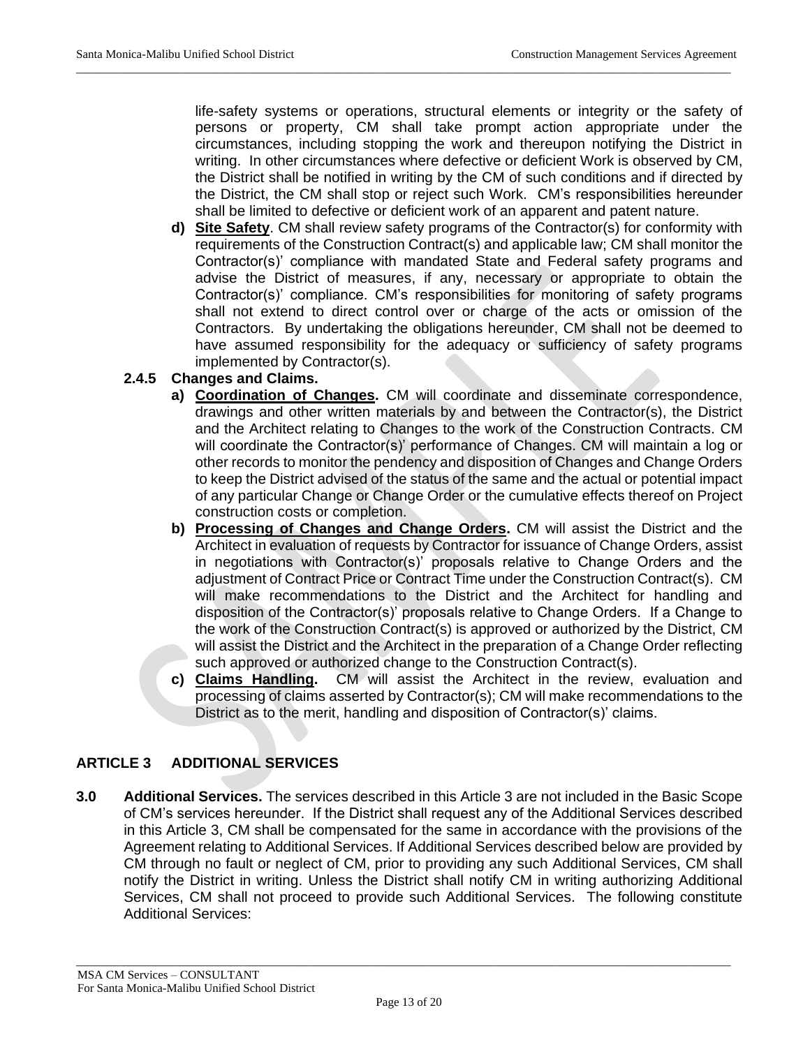life-safety systems or operations, structural elements or integrity or the safety of persons or property, CM shall take prompt action appropriate under the circumstances, including stopping the work and thereupon notifying the District in writing. In other circumstances where defective or deficient Work is observed by CM, the District shall be notified in writing by the CM of such conditions and if directed by the District, the CM shall stop or reject such Work. CM's responsibilities hereunder shall be limited to defective or deficient work of an apparent and patent nature.

**d)** **<u>Site Safety</u>**. CM shall review safety programs of the Contractor(s) for conformity with requirements of the Construction Contract(s) and applicable law; CM shall monitor the Contractor(s)' compliance with mandated State and Federal safety programs and advise the District of measures, if any, necessary or appropriate to obtain the Contractor(s)' compliance. CM's responsibilities for monitoring of safety programs shall not extend to direct control over or charge of the acts or omission of the Contractors. By undertaking the obligations hereunder, CM shall not be deemed to have assumed responsibility for the adequacy or sufficiency of safety programs implemented by Contractor(s).

**2.4.5 Changes and Claims.**

**a)** **<u>Coordination of Changes</u>.** CM will coordinate and disseminate correspondence, drawings and other written materials by and between the Contractor(s), the District and the Architect relating to Changes to the work of the Construction Contracts. CM will coordinate the Contractor(s)' performance of Changes. CM will maintain a log or other records to monitor the pendency and disposition of Changes and Change Orders to keep the District advised of the status of the same and the actual or potential impact of any particular Change or Change Order or the cumulative effects thereof on Project construction costs or completion.

**b)** **<u>Processing of Changes and Change Orders</u>.** CM will assist the District and the Architect in evaluation of requests by Contractor for issuance of Change Orders, assist in negotiations with Contractor(s)' proposals relative to Change Orders and the adjustment of Contract Price or Contract Time under the Construction Contract(s). CM will make recommendations to the District and the Architect for handling and disposition of the Contractor(s)' proposals relative to Change Orders. If a Change to the work of the Construction Contract(s) is approved or authorized by the District, CM will assist the District and the Architect in the preparation of a Change Order reflecting such approved or authorized change to the Construction Contract(s).

**c)** **<u>Claims Handling</u>.** CM will assist the Architect in the review, evaluation and processing of claims asserted by Contractor(s); CM will make recommendations to the District as to the merit, handling and disposition of Contractor(s)' claims.

## ARTICLE 3 ADDITIONAL SERVICES

**3.0 Additional Services.** The services described in this Article 3 are not included in the Basic Scope of CM's services hereunder. If the District shall request any of the Additional Services described in this Article 3, CM shall be compensated for the same in accordance with the provisions of the Agreement relating to Additional Services. If Additional Services described below are provided by CM through no fault or neglect of CM, prior to providing any such Additional Services, CM shall notify the District in writing. Unless the District shall notify CM in writing authorizing Additional Services, CM shall not proceed to provide such Additional Services. The following constitute Additional Services: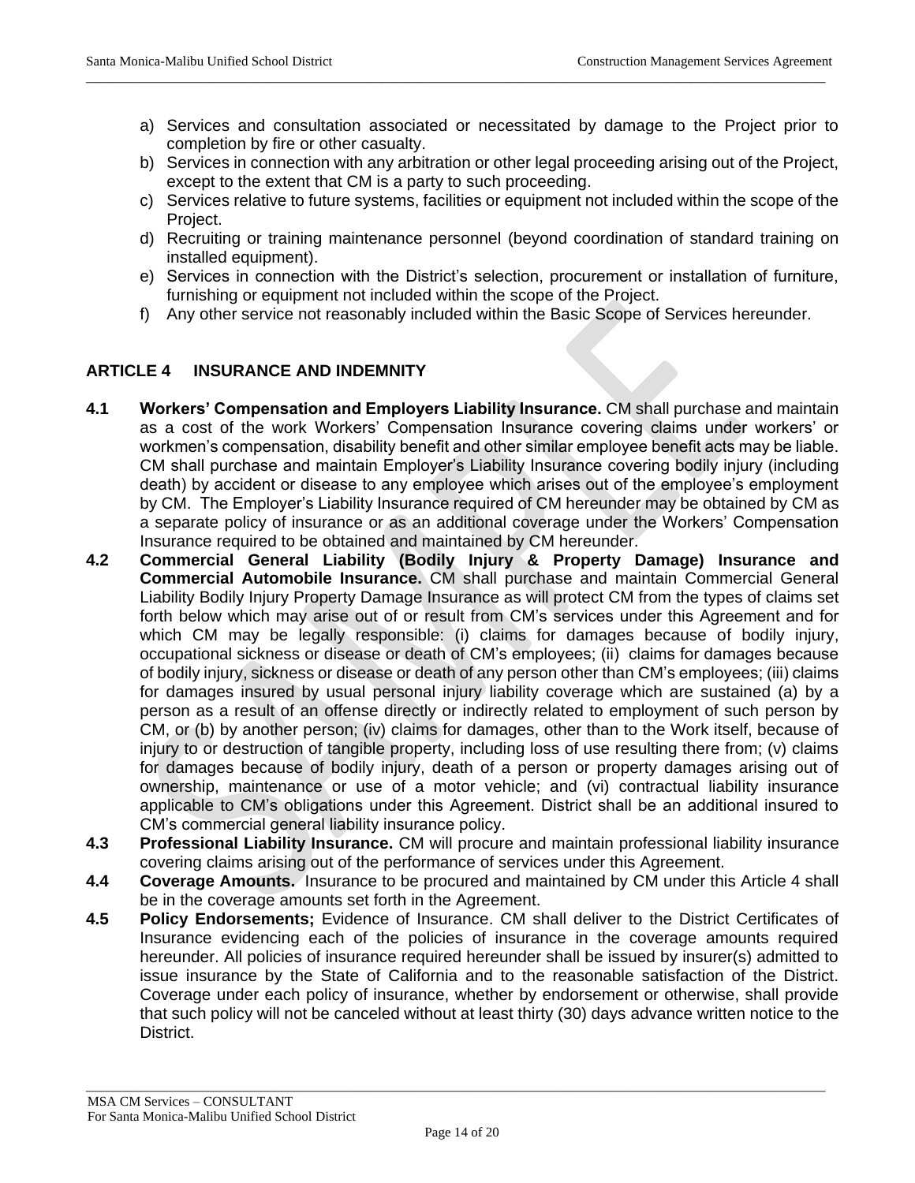a) Services and consultation associated or necessitated by damage to the Project prior to completion by fire or other casualty.
b) Services in connection with any arbitration or other legal proceeding arising out of the Project, except to the extent that CM is a party to such proceeding.
c) Services relative to future systems, facilities or equipment not included within the scope of the Project.
d) Recruiting or training maintenance personnel (beyond coordination of standard training on installed equipment).
e) Services in connection with the District's selection, procurement or installation of furniture, furnishing or equipment not included within the scope of the Project.
f) Any other service not reasonably included within the Basic Scope of Services hereunder.

## ARTICLE 4 INSURANCE AND INDEMNITY

**4.1 Workers' Compensation and Employers Liability Insurance.** CM shall purchase and maintain as a cost of the work Workers' Compensation Insurance covering claims under workers' or workmen's compensation, disability benefit and other similar employee benefit acts may be liable. CM shall purchase and maintain Employer's Liability Insurance covering bodily injury (including death) by accident or disease to any employee which arises out of the employee's employment by CM. The Employer's Liability Insurance required of CM hereunder may be obtained by CM as a separate policy of insurance or as an additional coverage under the Workers' Compensation Insurance required to be obtained and maintained by CM hereunder.

**4.2 Commercial General Liability (Bodily Injury & Property Damage) Insurance and Commercial Automobile Insurance.** CM shall purchase and maintain Commercial General Liability Bodily Injury Property Damage Insurance as will protect CM from the types of claims set forth below which may arise out of or result from CM's services under this Agreement and for which CM may be legally responsible: (i) claims for damages because of bodily injury, occupational sickness or disease or death of CM's employees; (ii) claims for damages because of bodily injury, sickness or disease or death of any person other than CM's employees; (iii) claims for damages insured by usual personal injury liability coverage which are sustained (a) by a person as a result of an offense directly or indirectly related to employment of such person by CM, or (b) by another person; (iv) claims for damages, other than to the Work itself, because of injury to or destruction of tangible property, including loss of use resulting there from; (v) claims for damages because of bodily injury, death of a person or property damages arising out of ownership, maintenance or use of a motor vehicle; and (vi) contractual liability insurance applicable to CM's obligations under this Agreement. District shall be an additional insured to CM's commercial general liability insurance policy.

**4.3 Professional Liability Insurance.** CM will procure and maintain professional liability insurance covering claims arising out of the performance of services under this Agreement.

**4.4 Coverage Amounts.** Insurance to be procured and maintained by CM under this Article 4 shall be in the coverage amounts set forth in the Agreement.

**4.5 Policy Endorsements;** Evidence of Insurance. CM shall deliver to the District Certificates of Insurance evidencing each of the policies of insurance in the coverage amounts required hereunder. All policies of insurance required hereunder shall be issued by insurer(s) admitted to issue insurance by the State of California and to the reasonable satisfaction of the District. Coverage under each policy of insurance, whether by endorsement or otherwise, shall provide that such policy will not be canceled without at least thirty (30) days advance written notice to the District.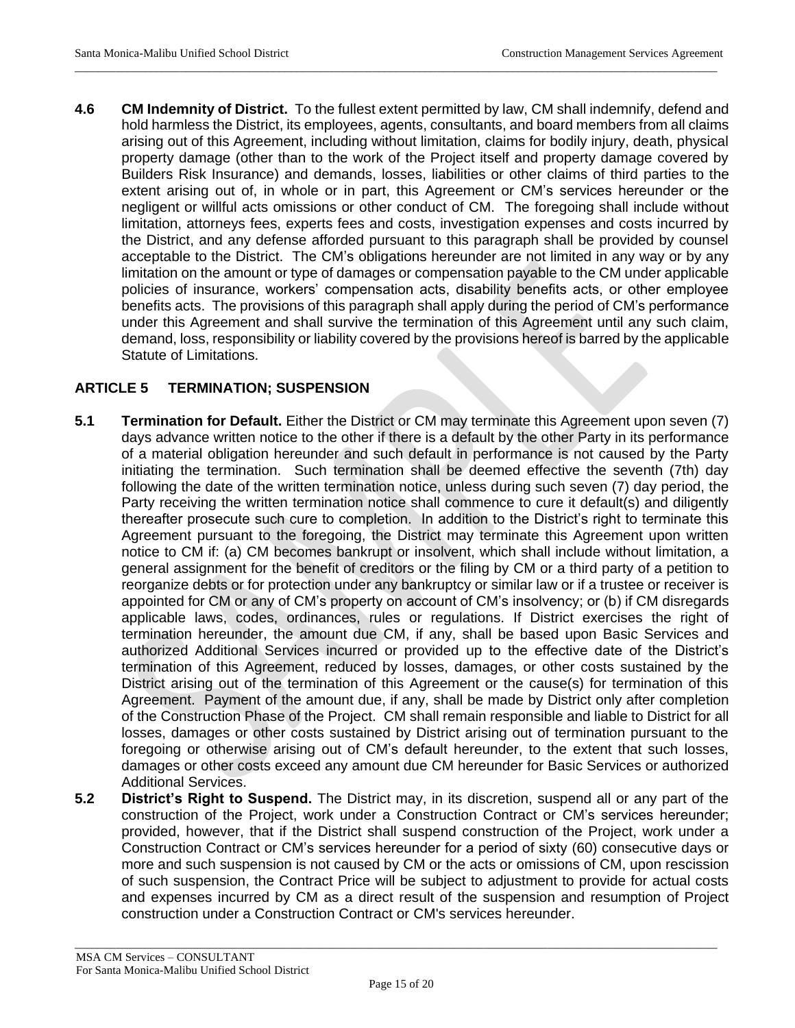**4.6 CM Indemnity of District.** To the fullest extent permitted by law, CM shall indemnify, defend and hold harmless the District, its employees, agents, consultants, and board members from all claims arising out of this Agreement, including without limitation, claims for bodily injury, death, physical property damage (other than to the work of the Project itself and property damage covered by Builders Risk Insurance) and demands, losses, liabilities or other claims of third parties to the extent arising out of, in whole or in part, this Agreement or CM's services hereunder or the negligent or willful acts omissions or other conduct of CM. The foregoing shall include without limitation, attorneys fees, experts fees and costs, investigation expenses and costs incurred by the District, and any defense afforded pursuant to this paragraph shall be provided by counsel acceptable to the District. The CM's obligations hereunder are not limited in any way or by any limitation on the amount or type of damages or compensation payable to the CM under applicable policies of insurance, workers' compensation acts, disability benefits acts, or other employee benefits acts. The provisions of this paragraph shall apply during the period of CM's performance under this Agreement and shall survive the termination of this Agreement until any such claim, demand, loss, responsibility or liability covered by the provisions hereof is barred by the applicable Statute of Limitations.

## ARTICLE 5 TERMINATION; SUSPENSION

**5.1 Termination for Default.** Either the District or CM may terminate this Agreement upon seven (7) days advance written notice to the other if there is a default by the other Party in its performance of a material obligation hereunder and such default in performance is not caused by the Party initiating the termination. Such termination shall be deemed effective the seventh (7th) day following the date of the written termination notice, unless during such seven (7) day period, the Party receiving the written termination notice shall commence to cure it default(s) and diligently thereafter prosecute such cure to completion. In addition to the District's right to terminate this Agreement pursuant to the foregoing, the District may terminate this Agreement upon written notice to CM if: (a) CM becomes bankrupt or insolvent, which shall include without limitation, a general assignment for the benefit of creditors or the filing by CM or a third party of a petition to reorganize debts or for protection under any bankruptcy or similar law or if a trustee or receiver is appointed for CM or any of CM's property on account of CM's insolvency; or (b) if CM disregards applicable laws, codes, ordinances, rules or regulations. If District exercises the right of termination hereunder, the amount due CM, if any, shall be based upon Basic Services and authorized Additional Services incurred or provided up to the effective date of the District's termination of this Agreement, reduced by losses, damages, or other costs sustained by the District arising out of the termination of this Agreement or the cause(s) for termination of this Agreement. Payment of the amount due, if any, shall be made by District only after completion of the Construction Phase of the Project. CM shall remain responsible and liable to District for all losses, damages or other costs sustained by District arising out of termination pursuant to the foregoing or otherwise arising out of CM's default hereunder, to the extent that such losses, damages or other costs exceed any amount due CM hereunder for Basic Services or authorized Additional Services.

**5.2 District's Right to Suspend.** The District may, in its discretion, suspend all or any part of the construction of the Project, work under a Construction Contract or CM's services hereunder; provided, however, that if the District shall suspend construction of the Project, work under a Construction Contract or CM's services hereunder for a period of sixty (60) consecutive days or more and such suspension is not caused by CM or the acts or omissions of CM, upon rescission of such suspension, the Contract Price will be subject to adjustment to provide for actual costs and expenses incurred by CM as a direct result of the suspension and resumption of Project construction under a Construction Contract or CM's services hereunder.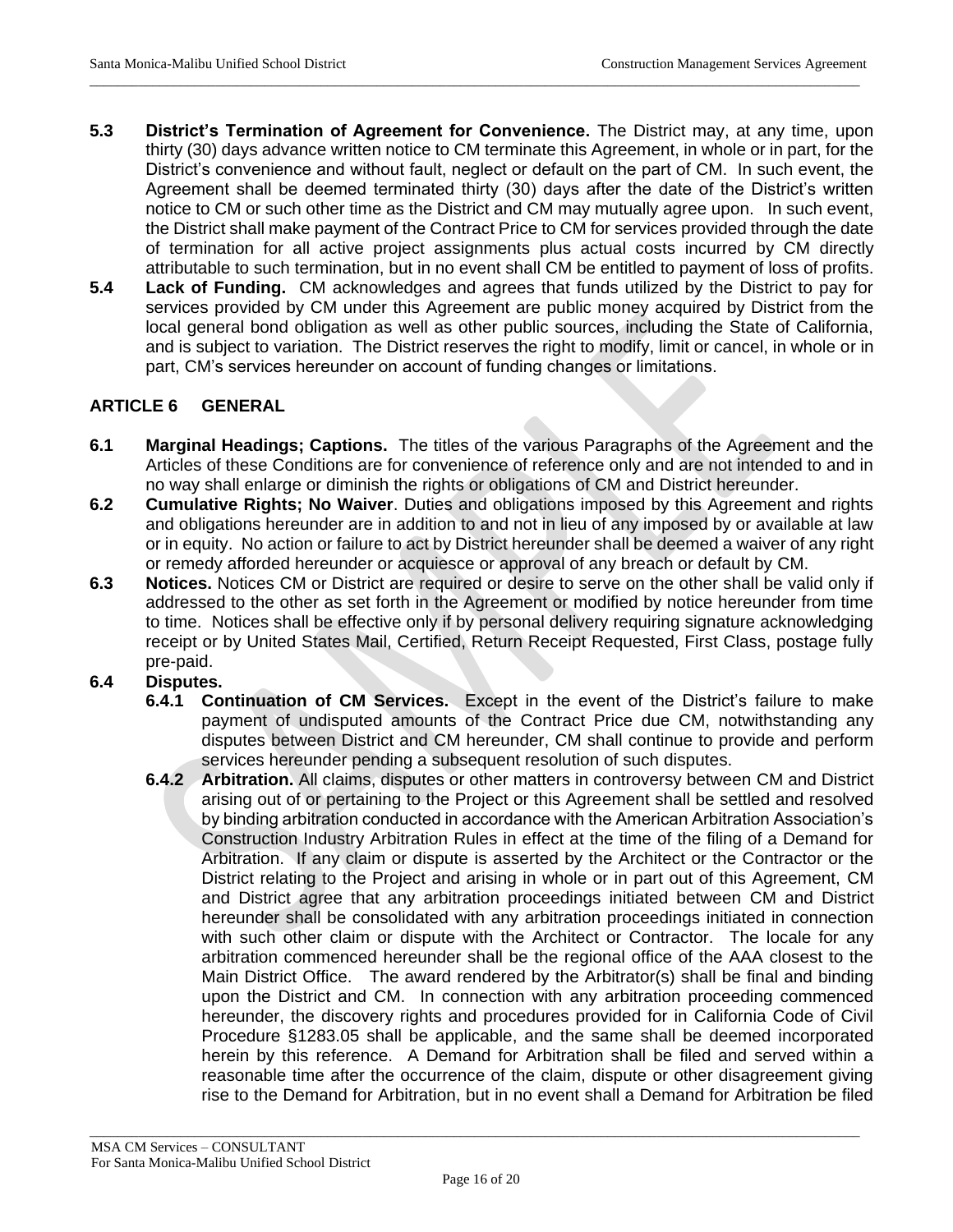**5.3 District's Termination of Agreement for Convenience.** The District may, at any time, upon thirty (30) days advance written notice to CM terminate this Agreement, in whole or in part, for the District's convenience and without fault, neglect or default on the part of CM. In such event, the Agreement shall be deemed terminated thirty (30) days after the date of the District's written notice to CM or such other time as the District and CM may mutually agree upon. In such event, the District shall make payment of the Contract Price to CM for services provided through the date of termination for all active project assignments plus actual costs incurred by CM directly attributable to such termination, but in no event shall CM be entitled to payment of loss of profits.

**5.4 Lack of Funding.** CM acknowledges and agrees that funds utilized by the District to pay for services provided by CM under this Agreement are public money acquired by District from the local general bond obligation as well as other public sources, including the State of California, and is subject to variation. The District reserves the right to modify, limit or cancel, in whole or in part, CM's services hereunder on account of funding changes or limitations.

## ARTICLE 6 GENERAL

**6.1 Marginal Headings; Captions.** The titles of the various Paragraphs of the Agreement and the Articles of these Conditions are for convenience of reference only and are not intended to and in no way shall enlarge or diminish the rights or obligations of CM and District hereunder.

**6.2 Cumulative Rights; No Waiver**. Duties and obligations imposed by this Agreement and rights and obligations hereunder are in addition to and not in lieu of any imposed by or available at law or in equity. No action or failure to act by District hereunder shall be deemed a waiver of any right or remedy afforded hereunder or acquiesce or approval of any breach or default by CM.

**6.3 Notices.** Notices CM or District are required or desire to serve on the other shall be valid only if addressed to the other as set forth in the Agreement or modified by notice hereunder from time to time. Notices shall be effective only if by personal delivery requiring signature acknowledging receipt or by United States Mail, Certified, Return Receipt Requested, First Class, postage fully pre-paid.

**6.4 Disputes.**

**6.4.1 Continuation of CM Services.** Except in the event of the District's failure to make payment of undisputed amounts of the Contract Price due CM, notwithstanding any disputes between District and CM hereunder, CM shall continue to provide and perform services hereunder pending a subsequent resolution of such disputes.

**6.4.2 Arbitration.** All claims, disputes or other matters in controversy between CM and District arising out of or pertaining to the Project or this Agreement shall be settled and resolved by binding arbitration conducted in accordance with the American Arbitration Association's Construction Industry Arbitration Rules in effect at the time of the filing of a Demand for Arbitration. If any claim or dispute is asserted by the Architect or the Contractor or the District relating to the Project and arising in whole or in part out of this Agreement, CM and District agree that any arbitration proceedings initiated between CM and District hereunder shall be consolidated with any arbitration proceedings initiated in connection with such other claim or dispute with the Architect or Contractor. The locale for any arbitration commenced hereunder shall be the regional office of the AAA closest to the Main District Office. The award rendered by the Arbitrator(s) shall be final and binding upon the District and CM. In connection with any arbitration proceeding commenced hereunder, the discovery rights and procedures provided for in California Code of Civil Procedure §1283.05 shall be applicable, and the same shall be deemed incorporated herein by this reference. A Demand for Arbitration shall be filed and served within a reasonable time after the occurrence of the claim, dispute or other disagreement giving rise to the Demand for Arbitration, but in no event shall a Demand for Arbitration be filed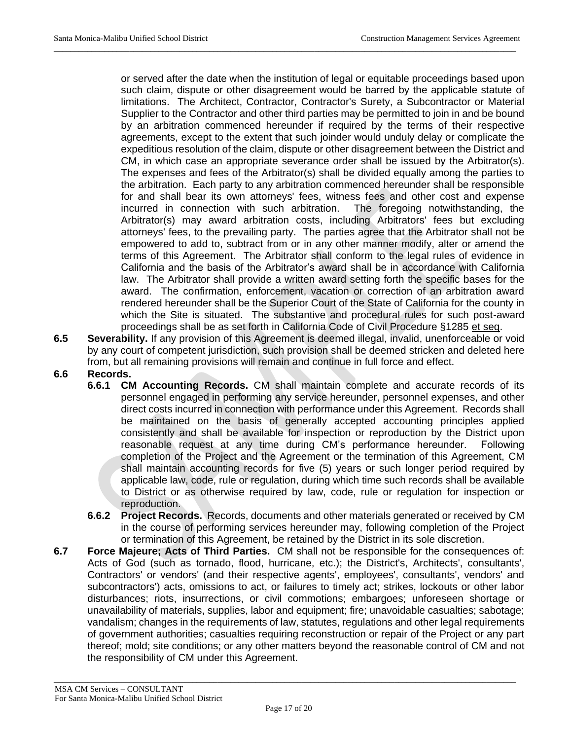or served after the date when the institution of legal or equitable proceedings based upon such claim, dispute or other disagreement would be barred by the applicable statute of limitations. The Architect, Contractor, Contractor's Surety, a Subcontractor or Material Supplier to the Contractor and other third parties may be permitted to join in and be bound by an arbitration commenced hereunder if required by the terms of their respective agreements, except to the extent that such joinder would unduly delay or complicate the expeditious resolution of the claim, dispute or other disagreement between the District and CM, in which case an appropriate severance order shall be issued by the Arbitrator(s). The expenses and fees of the Arbitrator(s) shall be divided equally among the parties to the arbitration. Each party to any arbitration commenced hereunder shall be responsible for and shall bear its own attorneys' fees, witness fees and other cost and expense incurred in connection with such arbitration. The foregoing notwithstanding, the Arbitrator(s) may award arbitration costs, including Arbitrators' fees but excluding attorneys' fees, to the prevailing party. The parties agree that the Arbitrator shall not be empowered to add to, subtract from or in any other manner modify, alter or amend the terms of this Agreement. The Arbitrator shall conform to the legal rules of evidence in California and the basis of the Arbitrator's award shall be in accordance with California law. The Arbitrator shall provide a written award setting forth the specific bases for the award. The confirmation, enforcement, vacation or correction of an arbitration award rendered hereunder shall be the Superior Court of the State of California for the county in which the Site is situated. The substantive and procedural rules for such post-award proceedings shall be as set forth in California Code of Civil Procedure §1285 et seq.

**6.5 Severability.** If any provision of this Agreement is deemed illegal, invalid, unenforceable or void by any court of competent jurisdiction, such provision shall be deemed stricken and deleted here from, but all remaining provisions will remain and continue in full force and effect.

**6.6 Records.**

**6.6.1 CM Accounting Records.** CM shall maintain complete and accurate records of its personnel engaged in performing any service hereunder, personnel expenses, and other direct costs incurred in connection with performance under this Agreement. Records shall be maintained on the basis of generally accepted accounting principles applied consistently and shall be available for inspection or reproduction by the District upon reasonable request at any time during CM's performance hereunder. Following completion of the Project and the Agreement or the termination of this Agreement, CM shall maintain accounting records for five (5) years or such longer period required by applicable law, code, rule or regulation, during which time such records shall be available to District or as otherwise required by law, code, rule or regulation for inspection or reproduction.

**6.6.2 Project Records.** Records, documents and other materials generated or received by CM in the course of performing services hereunder may, following completion of the Project or termination of this Agreement, be retained by the District in its sole discretion.

**6.7 Force Majeure; Acts of Third Parties.** CM shall not be responsible for the consequences of: Acts of God (such as tornado, flood, hurricane, etc.); the District's, Architects', consultants', Contractors' or vendors' (and their respective agents', employees', consultants', vendors' and subcontractors') acts, omissions to act, or failures to timely act; strikes, lockouts or other labor disturbances; riots, insurrections, or civil commotions; embargoes; unforeseen shortage or unavailability of materials, supplies, labor and equipment; fire; unavoidable casualties; sabotage; vandalism; changes in the requirements of law, statutes, regulations and other legal requirements of government authorities; casualties requiring reconstruction or repair of the Project or any part thereof; mold; site conditions; or any other matters beyond the reasonable control of CM and not the responsibility of CM under this Agreement.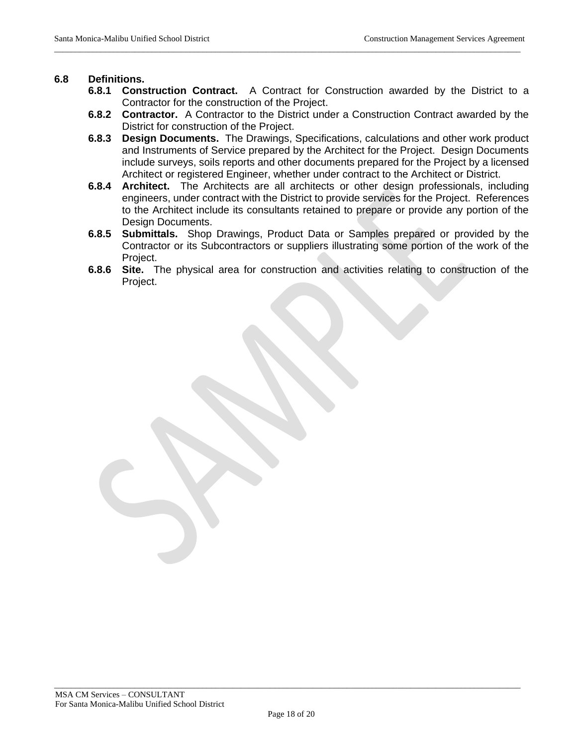**6.8 Definitions.**

**6.8.1 Construction Contract.** A Contract for Construction awarded by the District to a Contractor for the construction of the Project.

**6.8.2 Contractor.** A Contractor to the District under a Construction Contract awarded by the District for construction of the Project.

**6.8.3 Design Documents.** The Drawings, Specifications, calculations and other work product and Instruments of Service prepared by the Architect for the Project. Design Documents include surveys, soils reports and other documents prepared for the Project by a licensed Architect or registered Engineer, whether under contract to the Architect or District.

**6.8.4 Architect.** The Architects are all architects or other design professionals, including engineers, under contract with the District to provide services for the Project. References to the Architect include its consultants retained to prepare or provide any portion of the Design Documents.

**6.8.5 Submittals.** Shop Drawings, Product Data or Samples prepared or provided by the Contractor or its Subcontractors or suppliers illustrating some portion of the work of the Project.

**6.8.6 Site.** The physical area for construction and activities relating to construction of the Project.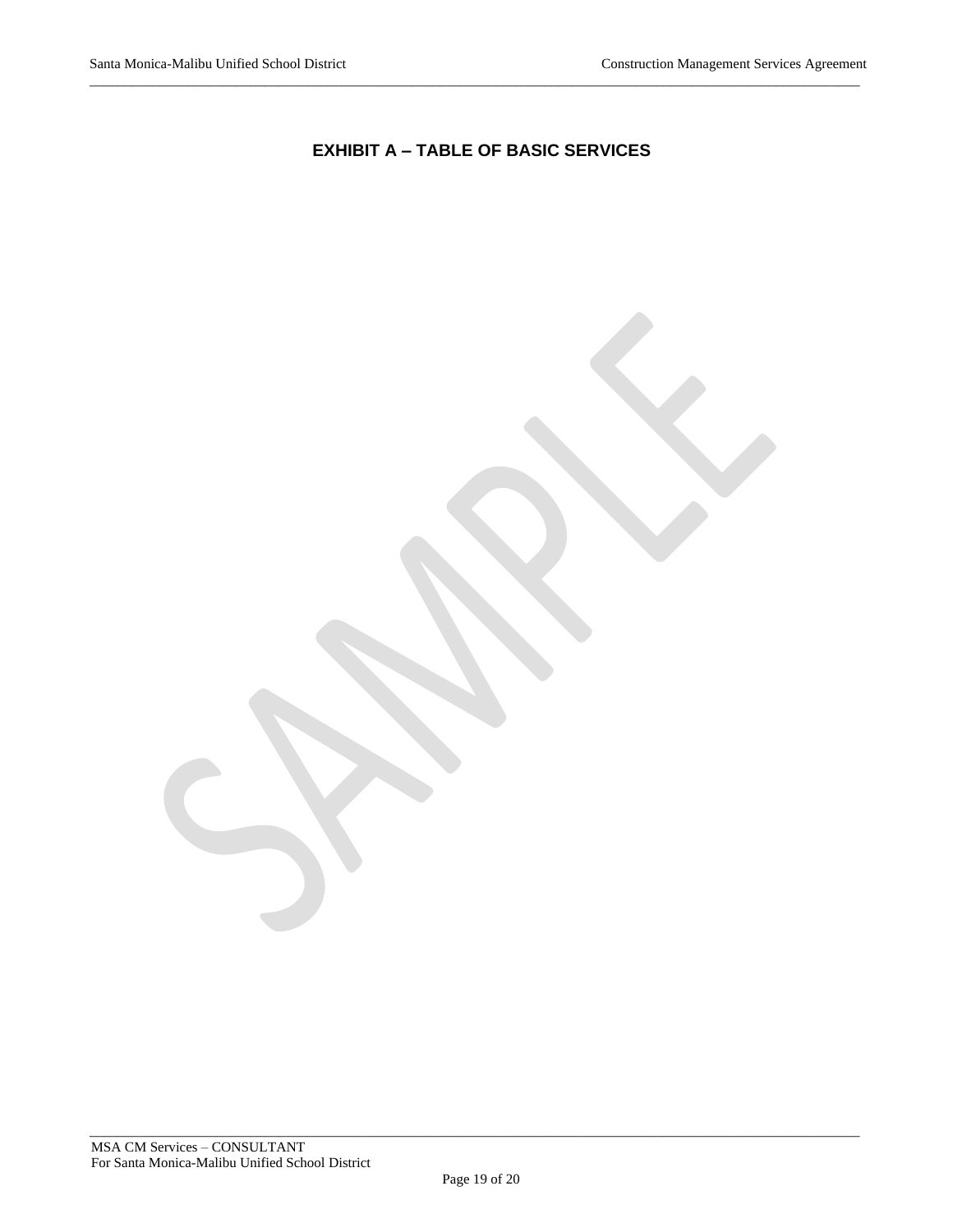# EXHIBIT A – TABLE OF BASIC SERVICES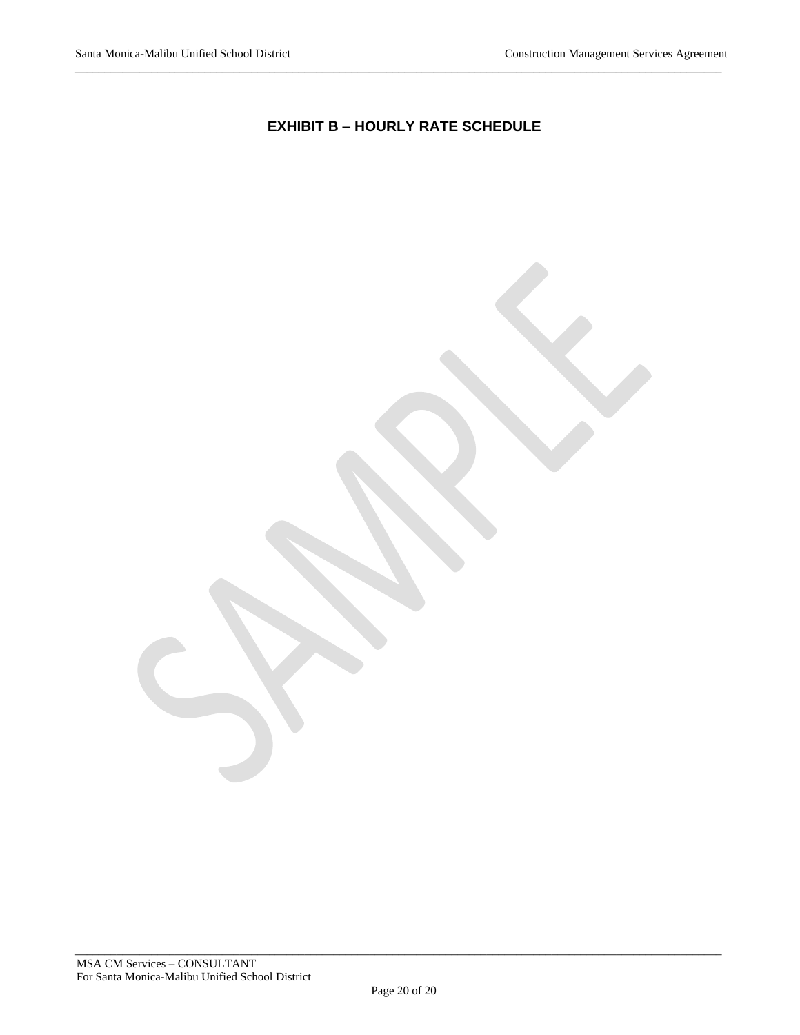# EXHIBIT B – HOURLY RATE SCHEDULE

SAMPLE